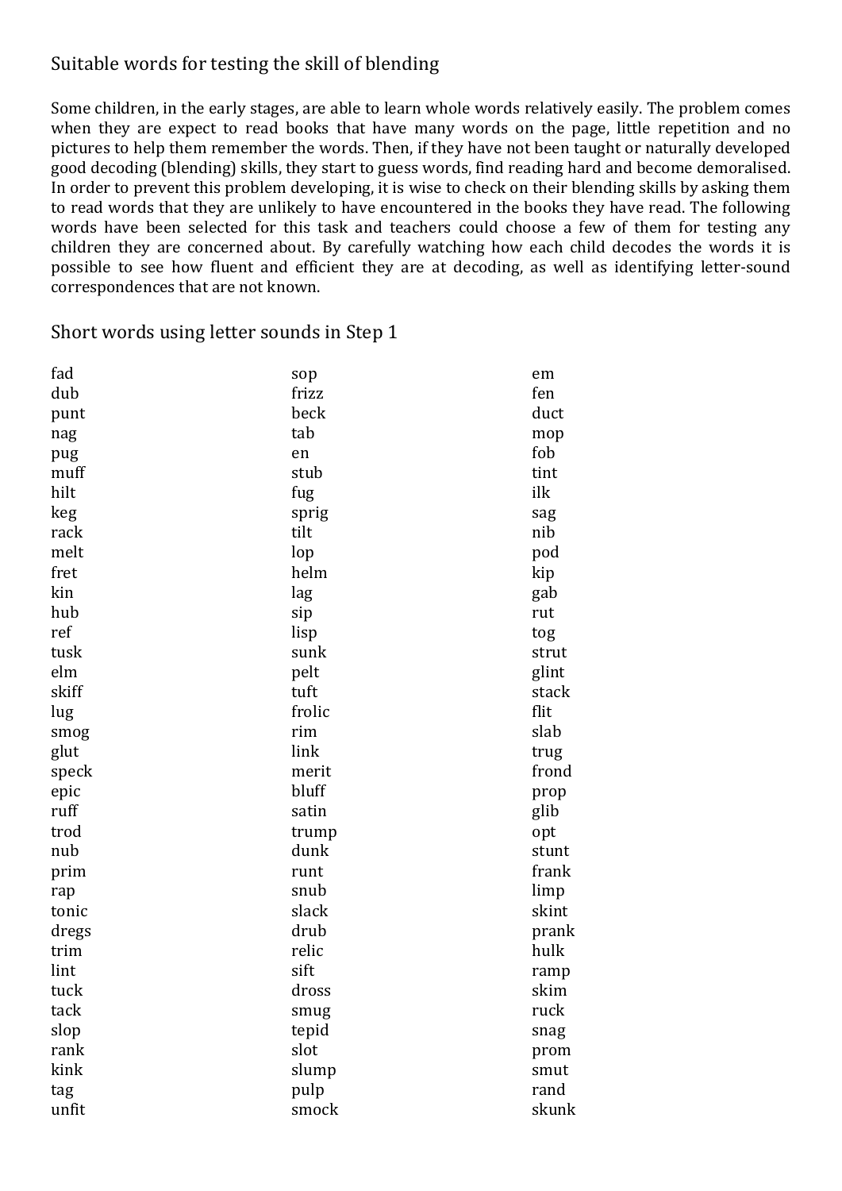## Suitable words for testing the skill of blending

Some children, in the early stages, are able to learn whole words relatively easily. The problem comes when they are expect to read books that have many words on the page, little repetition and no pictures to help them remember the words. Then, if they have not been taught or naturally developed good decoding (blending) skills, they start to guess words, find reading hard and become demoralised. In order to prevent this problem developing, it is wise to check on their blending skills by asking them to read words that they are unlikely to have encountered in the books they have read. The following words have been selected for this task and teachers could choose a few of them for testing any children they are concerned about. By carefully watching how each child decodes the words it is possible to see how fluent and efficient they are at decoding, as well as identifying letter-sound correspondences that are not known.

## Short words using letter sounds in Step 1

fad
dub
punt
nag
pug
muff
hilt
keg
rack
melt
fret
kin
hub
ref
tusk
elm
skiff
lug
smog
glut
speck
epic
ruff
trod
nub
prim
rap
tonic
dregs
trim
lint
tuck
tack
slop
rank
kink
tag
unfit

sop
frizz
beck
tab
en
stub
fug
sprig
tilt
lop
helm
lag
sip
lisp
sunk
pelt
tuft
frolic
rim
link
merit
bluff
satin
trump
dunk
runt
snub
slack
drub
relic
sift
dross
smug
tepid
slot
slump
pulp
smock

em
fen
duct
mop
fob
tint
ilk
sag
nib
pod
kip
gab
rut
tog
strut
glint
stack
flit
slab
trug
frond
prop
glib
opt
stunt
frank
limp
skint
prank
hulk
ramp
skim
ruck
snag
prom
smut
rand
skunk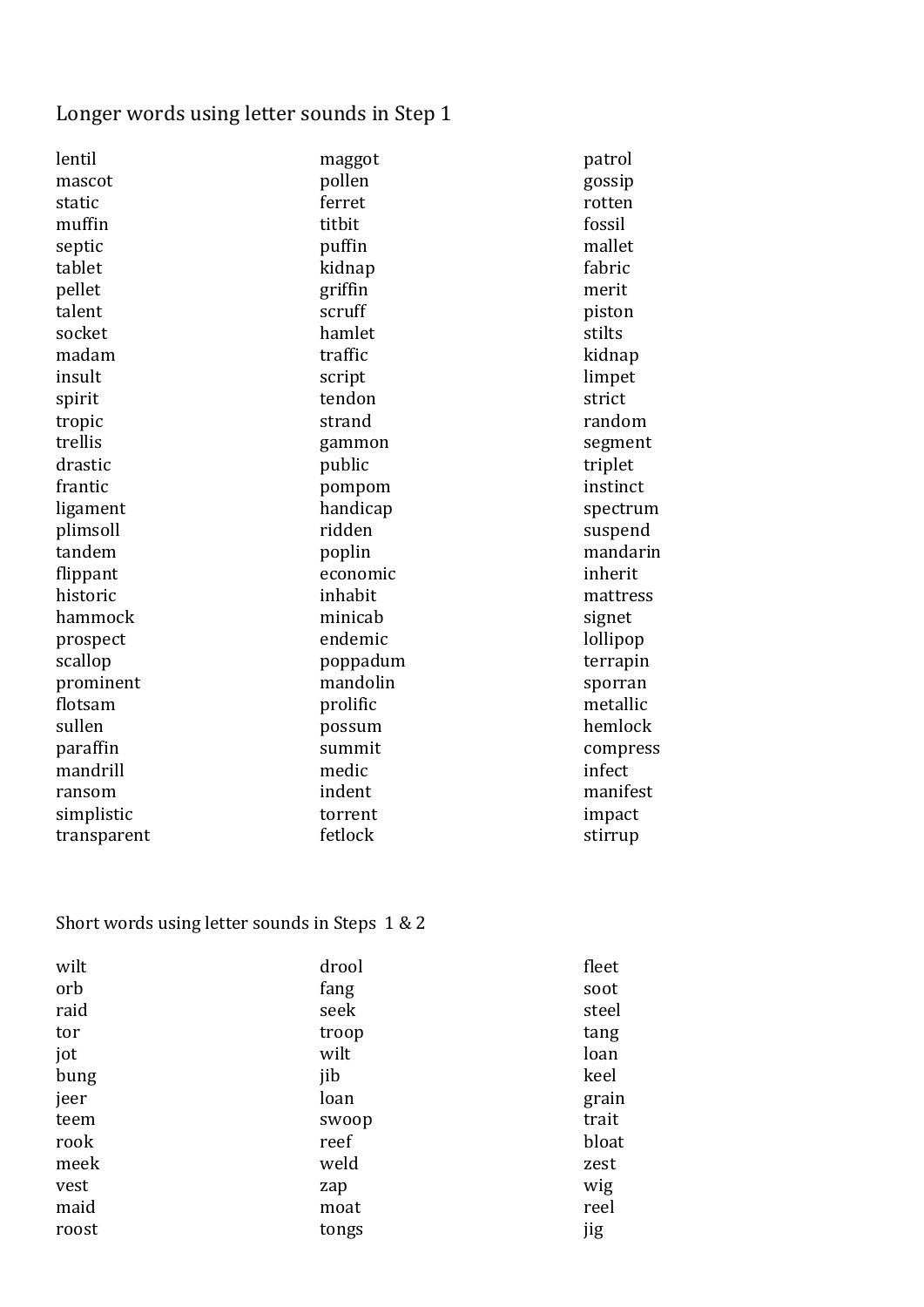Longer words using letter sounds in Step 1

lentil
mascot
static
muffin
septic
tablet
pellet
talent
socket
madam
insult
spirit
tropic
trellis
drastic
frantic
ligament
plimsoll
tandem
flippant
historic
hammock
prospect
scallop
prominent
flotsam
sullen
paraffin
mandrill
ransom
simplistic
transparent

maggot
pollen
ferret
titbit
puffin
kidnap
griffin
scruff
hamlet
traffic
script
tendon
strand
gammon
public
pompom
handicap
ridden
poplin
economic
inhabit
minicab
endemic
poppadum
mandolin
prolific
possum
summit
medic
indent
torrent
fetlock

patrol
gossip
rotten
fossil
mallet
fabric
merit
piston
stilts
kidnap
limpet
strict
random
segment
triplet
instinct
spectrum
suspend
mandarin
inherit
mattress
signet
lollipop
terrapin
sporran
metallic
hemlock
compress
infect
manifest
impact
stirrup

Short words using letter sounds in Steps 1 & 2

wilt
orb
raid
tor
jot
bung
jeer
teem
rook
meek
vest
maid
roost

drool
fang
seek
troop
wilt
jib
loan
swoop
reef
weld
zap
moat
tongs

fleet
soot
steel
tang
loan
keel
grain
trait
bloat
zest
wig
reel
jig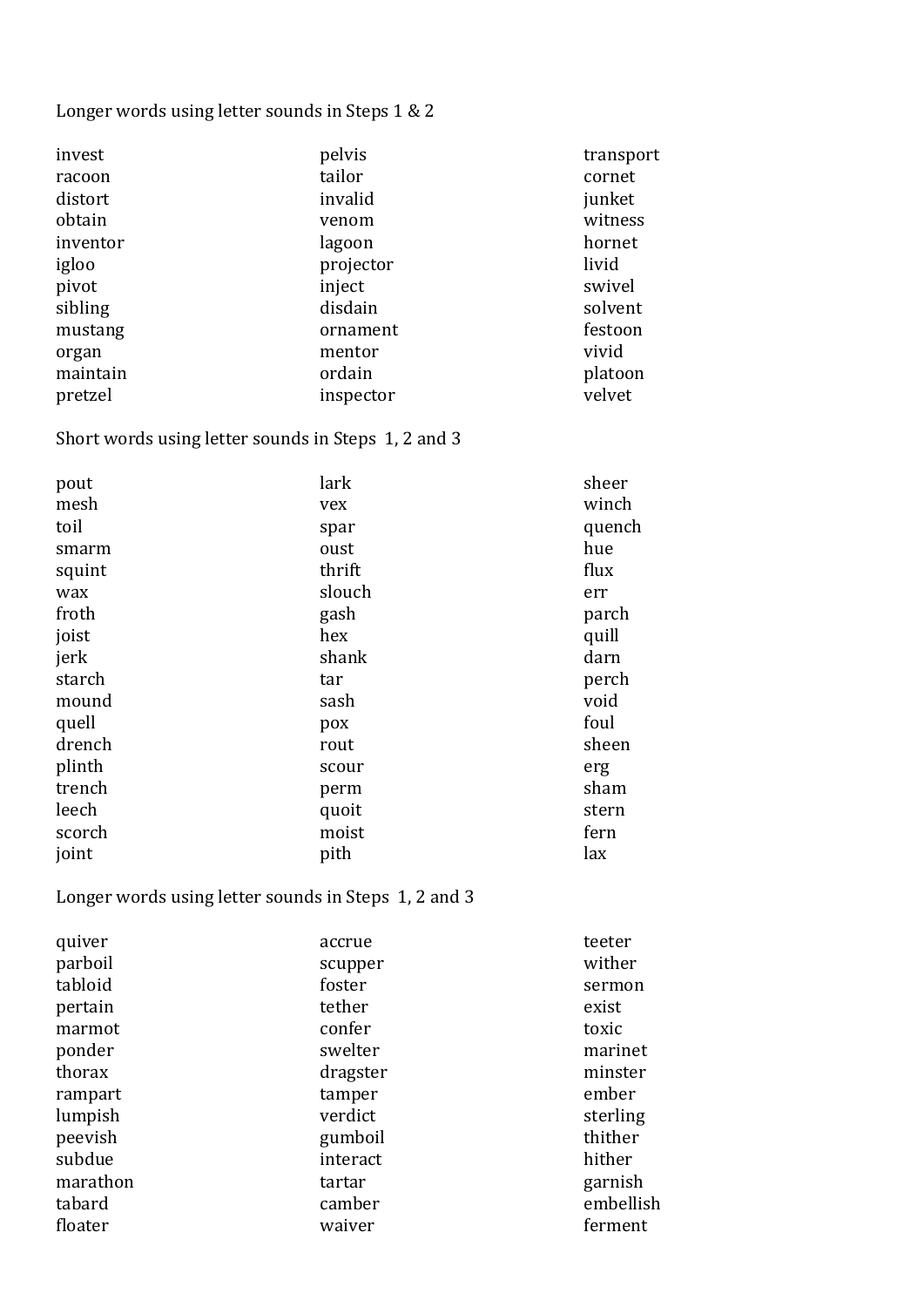Longer words using letter sounds in Steps 1 & 2

| | | |
|---|---|---|
| invest | pelvis | transport |
| racoon | tailor | cornet |
| distort | invalid | junket |
| obtain | venom | witness |
| inventor | lagoon | hornet |
| igloo | projector | livid |
| pivot | inject | swivel |
| sibling | disdain | solvent |
| mustang | ornament | festoon |
| organ | mentor | vivid |
| maintain | ordain | platoon |
| pretzel | inspector | velvet |

Short words using letter sounds in Steps 1, 2 and 3

| | | |
|---|---|---|
| pout | lark | sheer |
| mesh | vex | winch |
| toil | spar | quench |
| smarm | oust | hue |
| squint | thrift | flux |
| wax | slouch | err |
| froth | gash | parch |
| joist | hex | quill |
| jerk | shank | darn |
| starch | tar | perch |
| mound | sash | void |
| quell | pox | foul |
| drench | rout | sheen |
| plinth | scour | erg |
| trench | perm | sham |
| leech | quoit | stern |
| scorch | moist | fern |
| joint | pith | lax |

Longer words using letter sounds in Steps 1, 2 and 3

| | | |
|---|---|---|
| quiver | accrue | teeter |
| parboil | scupper | wither |
| tabloid | foster | sermon |
| pertain | tether | exist |
| marmot | confer | toxic |
| ponder | swelter | marinet |
| thorax | dragster | minster |
| rampart | tamper | ember |
| lumpish | verdict | sterling |
| peevish | gumboil | thither |
| subdue | interact | hither |
| marathon | tartar | garnish |
| tabard | camber | embellish |
| floater | waiver | ferment |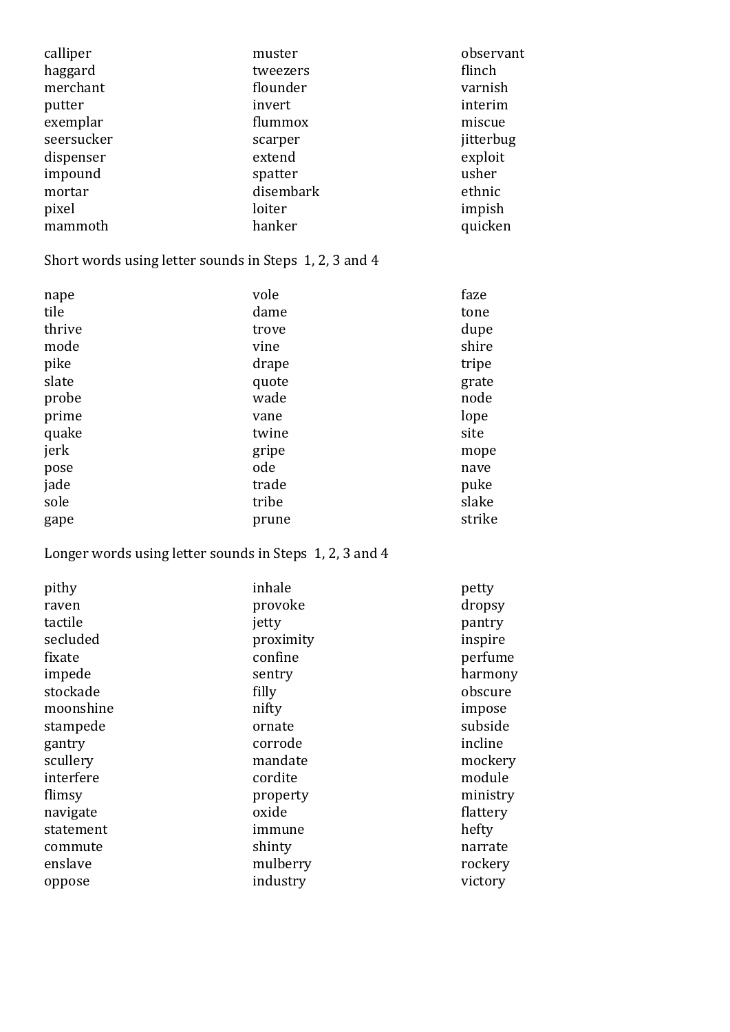| | | |
|---|---|---|
| calliper | muster | observant |
| haggard | tweezers | flinch |
| merchant | flounder | varnish |
| putter | invert | interim |
| exemplar | flummox | miscue |
| seersucker | scarper | jitterbug |
| dispenser | extend | exploit |
| impound | spatter | usher |
| mortar | disembark | ethnic |
| pixel | loiter | impish |
| mammoth | hanker | quicken |

Short words using letter sounds in Steps 1, 2, 3 and 4

| | | |
|---|---|---|
| nape | vole | faze |
| tile | dame | tone |
| thrive | trove | dupe |
| mode | vine | shire |
| pike | drape | tripe |
| slate | quote | grate |
| probe | wade | node |
| prime | vane | lope |
| quake | twine | site |
| jerk | gripe | mope |
| pose | ode | nave |
| jade | trade | puke |
| sole | tribe | slake |
| gape | prune | strike |

Longer words using letter sounds in Steps 1, 2, 3 and 4

| | | |
|---|---|---|
| pithy | inhale | petty |
| raven | provoke | dropsy |
| tactile | jetty | pantry |
| secluded | proximity | inspire |
| fixate | confine | perfume |
| impede | sentry | harmony |
| stockade | filly | obscure |
| moonshine | nifty | impose |
| stampede | ornate | subside |
| gantry | corrode | incline |
| scullery | mandate | mockery |
| interfere | cordite | module |
| flimsy | property | ministry |
| navigate | oxide | flattery |
| statement | immune | hefty |
| commute | shinty | narrate |
| enslave | mulberry | rockery |
| oppose | industry | victory |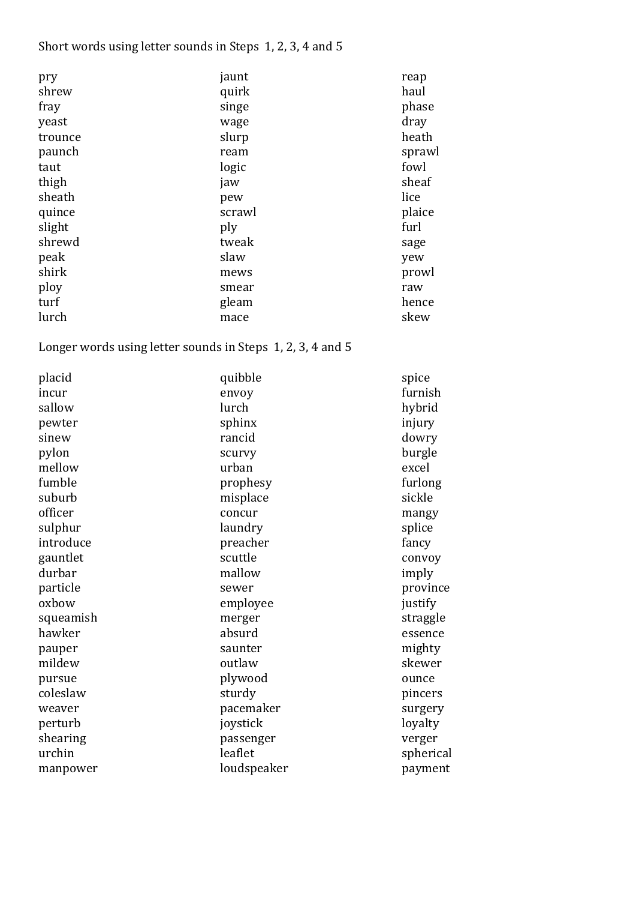Short words using letter sounds in Steps 1, 2, 3, 4 and 5

pry
shrew
fray
yeast
trounce
paunch
taut
thigh
sheath
quince
slight
shrewd
peak
shirk
ploy
turf
lurch

jaunt
quirk
singe
wage
slurp
ream
logic
jaw
pew
scrawl
ply
tweak
slaw
mews
smear
gleam
mace

reap
haul
phase
dray
heath
sprawl
fowl
sheaf
lice
plaice
furl
sage
yew
prowl
raw
hence
skew

Longer words using letter sounds in Steps 1, 2, 3, 4 and 5

placid
incur
sallow
pewter
sinew
pylon
mellow
fumble
suburb
officer
sulphur
introduce
gauntlet
durbar
particle
oxbow
squeamish
hawker
pauper
mildew
pursue
coleslaw
weaver
perturb
shearing
urchin
manpower

quibble
envoy
lurch
sphinx
rancid
scurvy
urban
prophesy
misplace
concur
laundry
preacher
scuttle
mallow
sewer
employee
merger
absurd
saunter
outlaw
plywood
sturdy
pacemaker
joystick
passenger
leaflet
loudspeaker

spice
furnish
hybrid
injury
dowry
burgle
excel
furlong
sickle
mangy
splice
fancy
convoy
imply
province
justify
straggle
essence
mighty
skewer
ounce
pincers
surgery
loyalty
verger
spherical
payment